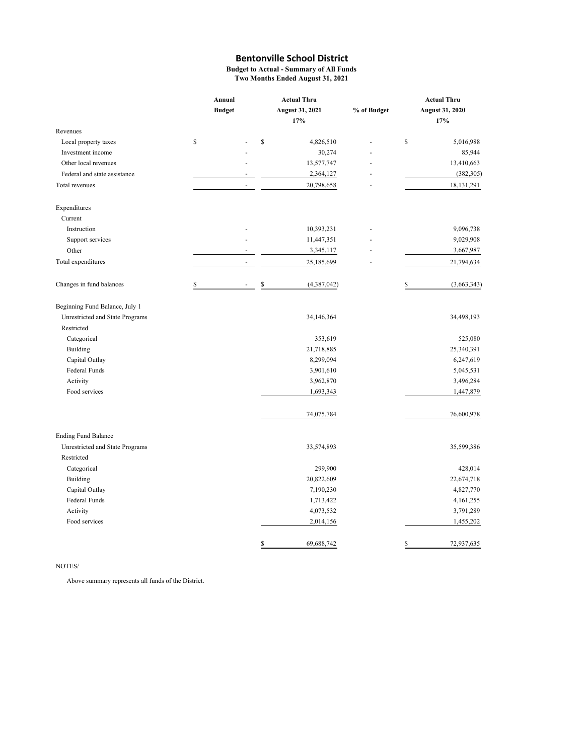# Bentonville School District

**Budget to Actual - Summary of All Funds**
**Two Months Ended August 31, 2021**

| | Annual Budget | Actual Thru August 31, 2021 17% | % of Budget | Actual Thru August 31, 2020 17% |
|---|---|---|---|---|
| Revenues | | | | |
| Local property taxes | $ - | $ 4,826,510 | - | $ 5,016,988 |
| Investment income | - | 30,274 | - | 85,944 |
| Other local revenues | - | 13,577,747 | - | 13,410,663 |
| Federal and state assistance | - | 2,364,127 | - | (382,305) |
| Total revenues | - | 20,798,658 | - | 18,131,291 |
| | | | | |
| Expenditures | | | | |
| Current | | | | |
| Instruction | - | 10,393,231 | - | 9,096,738 |
| Support services | - | 11,447,351 | - | 9,029,908 |
| Other | - | 3,345,117 | - | 3,667,987 |
| Total expenditures | - | 25,185,699 | - | 21,794,634 |
| | | | | |
| Changes in fund balances | $ - | $ (4,387,042) | | $ (3,663,343) |
| | | | | |
| Beginning Fund Balance, July 1 | | | | |
| Unrestricted and State Programs | | 34,146,364 | | 34,498,193 |
| Restricted | | | | |
| Categorical | | 353,619 | | 525,080 |
| Building | | 21,718,885 | | 25,340,391 |
| Capital Outlay | | 8,299,094 | | 6,247,619 |
| Federal Funds | | 3,901,610 | | 5,045,531 |
| Activity | | 3,962,870 | | 3,496,284 |
| Food services | | 1,693,343 | | 1,447,879 |
| | | 74,075,784 | | 76,600,978 |
| | | | | |
| Ending Fund Balance | | | | |
| Unrestricted and State Programs | | 33,574,893 | | 35,599,386 |
| Restricted | | | | |
| Categorical | | 299,900 | | 428,014 |
| Building | | 20,822,609 | | 22,674,718 |
| Capital Outlay | | 7,190,230 | | 4,827,770 |
| Federal Funds | | 1,713,422 | | 4,161,255 |
| Activity | | 4,073,532 | | 3,791,289 |
| Food services | | 2,014,156 | | 1,455,202 |
| | | $ 69,688,742 | | $ 72,937,635 |

NOTES/

Above summary represents all funds of the District.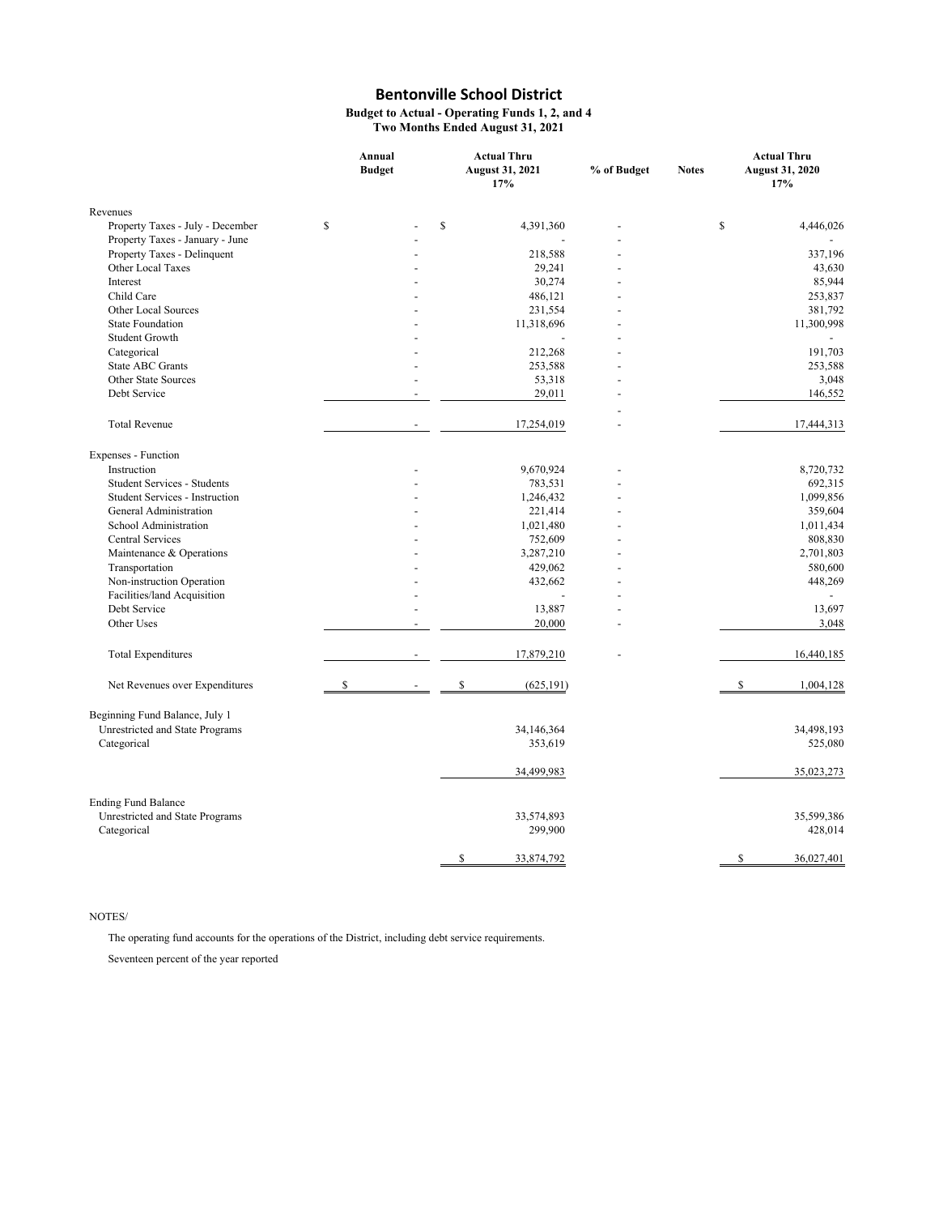# Bentonville School District

**Budget to Actual - Operating Funds 1, 2, and 4**
**Two Months Ended August 31, 2021**

| | Annual Budget | Actual Thru August 31, 2021 17% | % of Budget | Notes | Actual Thru August 31, 2020 17% |
|---|---|---|---|---|---|
| **Revenues** | | | | | |
| Property Taxes - July - December | $ - | $ 4,391,360 | - | | $ 4,446,026 |
| Property Taxes - January - June | - | - | - | | - |
| Property Taxes - Delinquent | - | 218,588 | - | | 337,196 |
| Other Local Taxes | - | 29,241 | - | | 43,630 |
| Interest | - | 30,274 | - | | 85,944 |
| Child Care | - | 486,121 | - | | 253,837 |
| Other Local Sources | - | 231,554 | - | | 381,792 |
| State Foundation | - | 11,318,696 | - | | 11,300,998 |
| Student Growth | - | - | - | | - |
| Categorical | - | 212,268 | - | | 191,703 |
| State ABC Grants | - | 253,588 | - | | 253,588 |
| Other State Sources | - | 53,318 | - | | 3,048 |
| Debt Service | - | 29,011 | - | | 146,552 |
| | | | - | | |
| Total Revenue | - | 17,254,019 | - | | 17,444,313 |
| **Expenses - Function** | | | | | |
| Instruction | - | 9,670,924 | - | | 8,720,732 |
| Student Services - Students | - | 783,531 | - | | 692,315 |
| Student Services - Instruction | - | 1,246,432 | - | | 1,099,856 |
| General Administration | - | 221,414 | - | | 359,604 |
| School Administration | - | 1,021,480 | - | | 1,011,434 |
| Central Services | - | 752,609 | - | | 808,830 |
| Maintenance & Operations | - | 3,287,210 | - | | 2,701,803 |
| Transportation | - | 429,062 | - | | 580,600 |
| Non-instruction Operation | - | 432,662 | - | | 448,269 |
| Facilities/land Acquisition | - | - | - | | - |
| Debt Service | - | 13,887 | - | | 13,697 |
| Other Uses | - | 20,000 | - | | 3,048 |
| Total Expenditures | - | 17,879,210 | - | | 16,440,185 |
| Net Revenues over Expenditures | $ - | $ (625,191) | | | $ 1,004,128 |
| **Beginning Fund Balance, July 1** | | | | | |
| Unrestricted and State Programs | | 34,146,364 | | | 34,498,193 |
| Categorical | | 353,619 | | | 525,080 |
| | | 34,499,983 | | | 35,023,273 |
| **Ending Fund Balance** | | | | | |
| Unrestricted and State Programs | | 33,574,893 | | | 35,599,386 |
| Categorical | | 299,900 | | | 428,014 |
| | | $ 33,874,792 | | | $ 36,027,401 |

NOTES/

The operating fund accounts for the operations of the District, including debt service requirements.

Seventeen percent of the year reported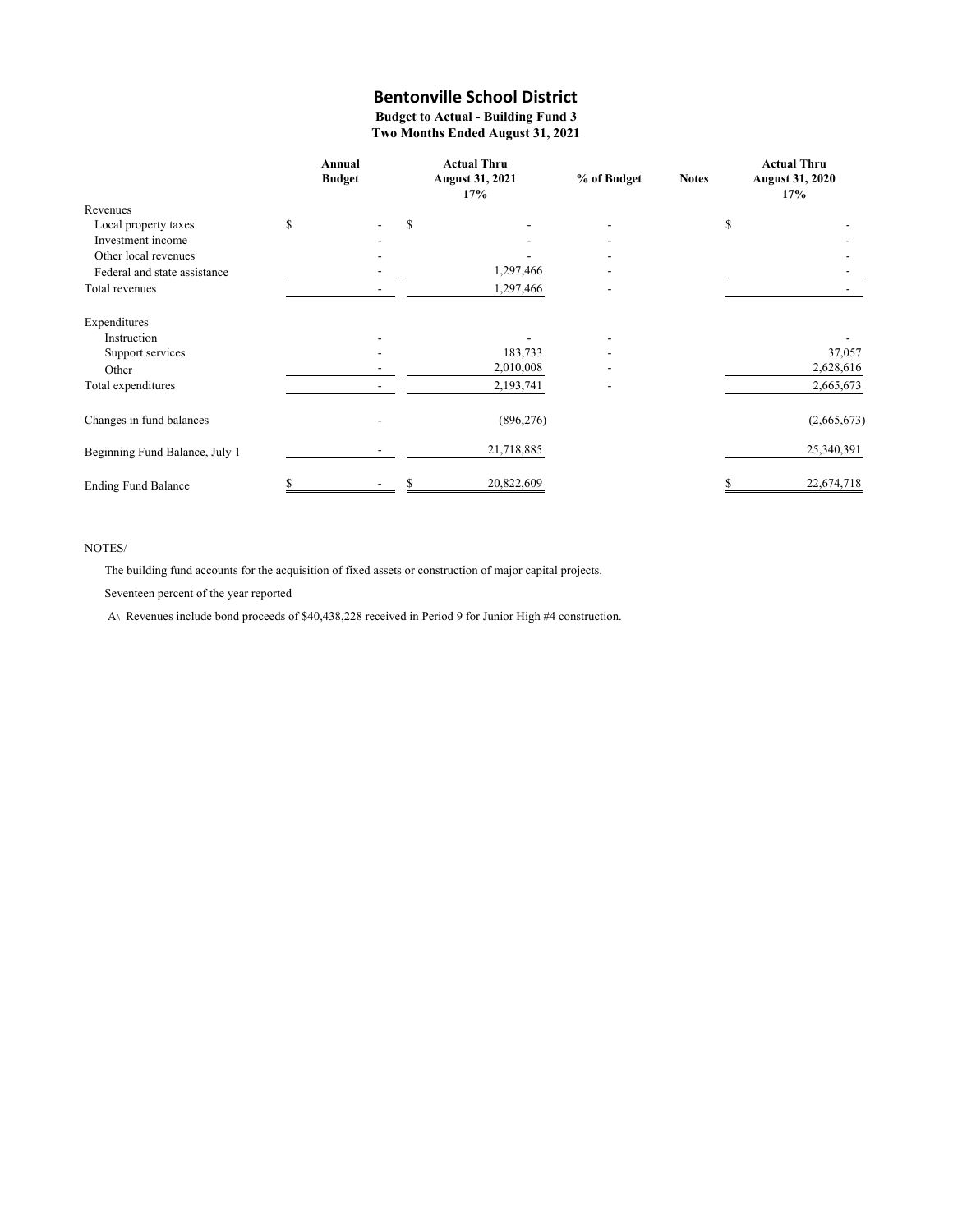# Bentonville School District

**Budget to Actual - Building Fund 3**
**Two Months Ended August 31, 2021**

| | Annual Budget | Actual Thru August 31, 2021 17% | % of Budget | Notes | Actual Thru August 31, 2020 17% |
|---|---|---|---|---|---|
| Revenues | | | | | |
| Local property taxes | $ - | $ - | - | | $ - |
| Investment income | - | - | - | | - |
| Other local revenues | - | - | - | | - |
| Federal and state assistance | - | 1,297,466 | - | | - |
| Total revenues | - | 1,297,466 | - | | - |
| Expenditures | | | | | |
| Instruction | - | - | - | | - |
| Support services | - | 183,733 | - | | 37,057 |
| Other | - | 2,010,008 | - | | 2,628,616 |
| Total expenditures | - | 2,193,741 | - | | 2,665,673 |
| Changes in fund balances | - | (896,276) | | | (2,665,673) |
| Beginning Fund Balance, July 1 | - | 21,718,885 | | | 25,340,391 |
| Ending Fund Balance | $ - | $ 20,822,609 | | | $ 22,674,718 |

NOTES/

The building fund accounts for the acquisition of fixed assets or construction of major capital projects.

Seventeen percent of the year reported

A\ Revenues include bond proceeds of $40,438,228 received in Period 9 for Junior High #4 construction.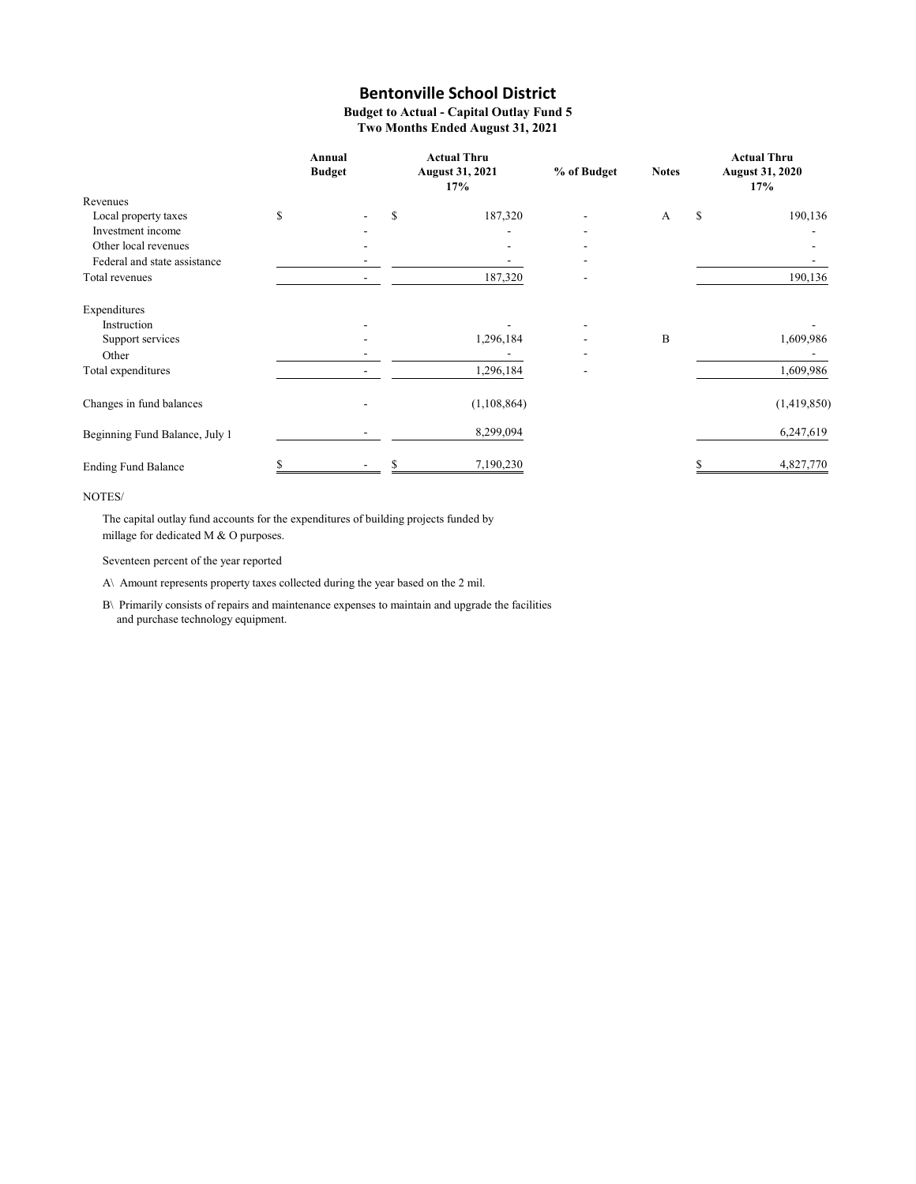# Bentonville School District

**Budget to Actual - Capital Outlay Fund 5**
**Two Months Ended August 31, 2021**

| | Annual Budget | Actual Thru August 31, 2021 17% | % of Budget | Notes | Actual Thru August 31, 2020 17% |
|---|---|---|---|---|---|
| Revenues | | | | | |
| Local property taxes | $ - | $ 187,320 | - | A | $ 190,136 |
| Investment income | - | - | - | | - |
| Other local revenues | - | - | - | | - |
| Federal and state assistance | - | - | - | | - |
| Total revenues | - | 187,320 | - | | 190,136 |
| Expenditures | | | | | |
| Instruction | - | - | - | | - |
| Support services | - | 1,296,184 | - | B | 1,609,986 |
| Other | - | - | - | | - |
| Total expenditures | - | 1,296,184 | - | | 1,609,986 |
| Changes in fund balances | - | (1,108,864) | | | (1,419,850) |
| Beginning Fund Balance, July 1 | - | 8,299,094 | | | 6,247,619 |
| Ending Fund Balance | $ - | $ 7,190,230 | | | $ 4,827,770 |

NOTES/

The capital outlay fund accounts for the expenditures of building projects funded by millage for dedicated M & O purposes.

Seventeen percent of the year reported

A\ Amount represents property taxes collected during the year based on the 2 mil.

B\ Primarily consists of repairs and maintenance expenses to maintain and upgrade the facilities and purchase technology equipment.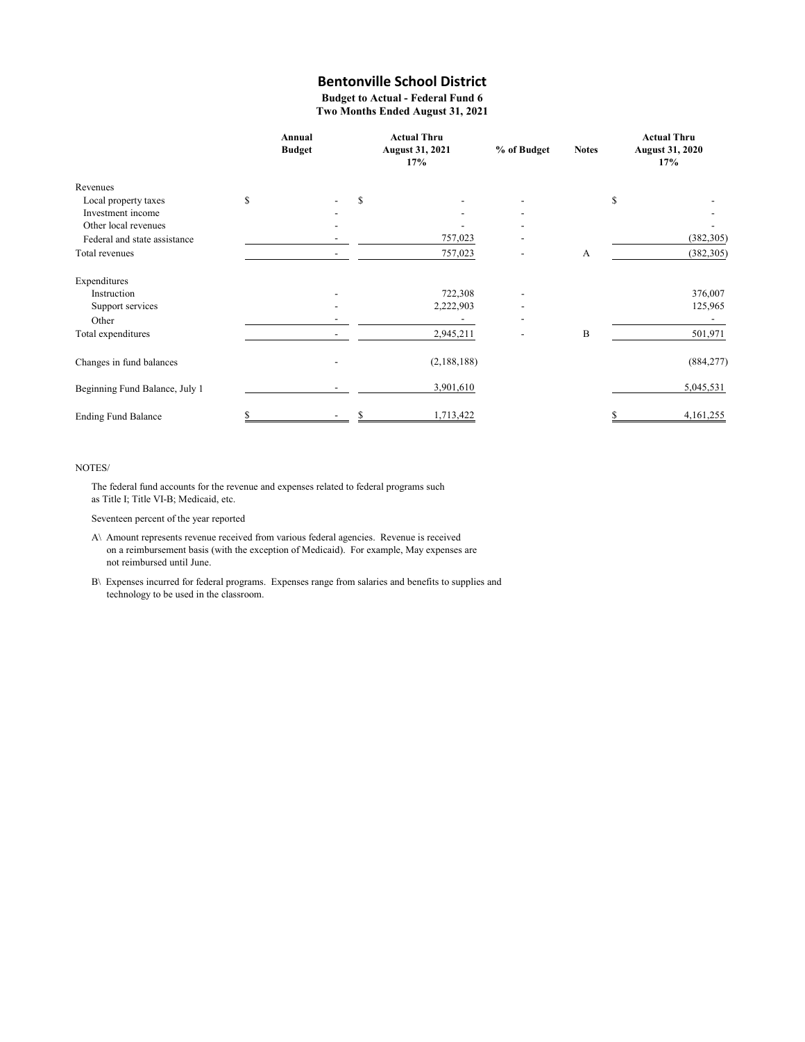# Bentonville School District

**Budget to Actual - Federal Fund 6**
**Two Months Ended August 31, 2021**

| | Annual Budget | Actual Thru August 31, 2021 17% | % of Budget | Notes | Actual Thru August 31, 2020 17% |
|---|---|---|---|---|---|
| Revenues | | | | | |
| Local property taxes | $ - | $ - | - | | $ - |
| Investment income | - | - | - | | - |
| Other local revenues | - | - | - | | - |
| Federal and state assistance | - | 757,023 | - | | (382,305) |
| Total revenues | - | 757,023 | - | A | (382,305) |
| Expenditures | | | | | |
| Instruction | - | 722,308 | - | | 376,007 |
| Support services | - | 2,222,903 | - | | 125,965 |
| Other | - | - | - | | - |
| Total expenditures | - | 2,945,211 | - | B | 501,971 |
| Changes in fund balances | - | (2,188,188) | | | (884,277) |
| Beginning Fund Balance, July 1 | - | 3,901,610 | | | 5,045,531 |
| Ending Fund Balance | $ - | $ 1,713,422 | | | $ 4,161,255 |

NOTES/

The federal fund accounts for the revenue and expenses related to federal programs such as Title I; Title VI-B; Medicaid, etc.

Seventeen percent of the year reported

A\ Amount represents revenue received from various federal agencies. Revenue is received on a reimbursement basis (with the exception of Medicaid). For example, May expenses are not reimbursed until June.

B\ Expenses incurred for federal programs. Expenses range from salaries and benefits to supplies and technology to be used in the classroom.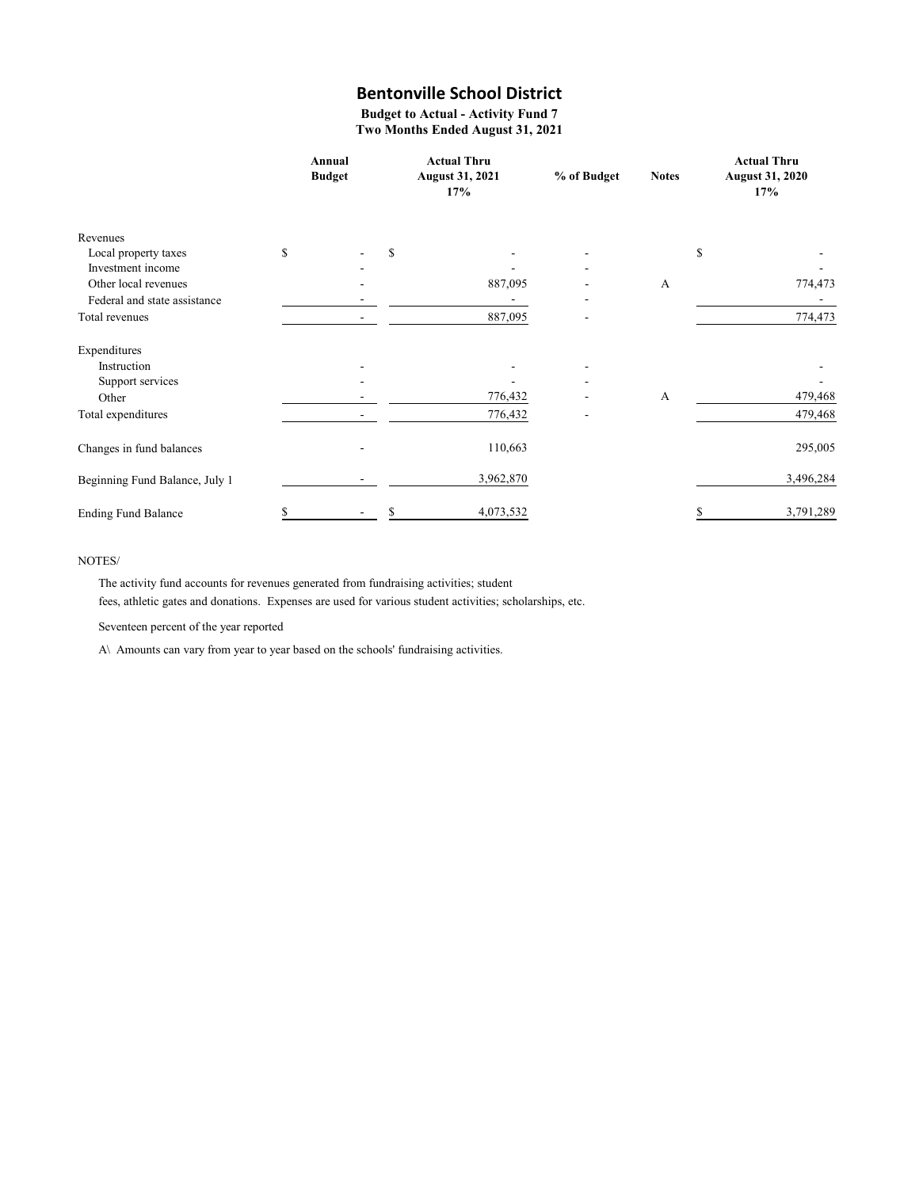# Bentonville School District

**Budget to Actual - Activity Fund 7**
**Two Months Ended August 31, 2021**

| | Annual Budget | Actual Thru August 31, 2021 17% | % of Budget | Notes | Actual Thru August 31, 2020 17% |
|---|---|---|---|---|---|
| Revenues | | | | | |
| Local property taxes | $ - | $ - | - | | $ - |
| Investment income | - | - | - | | - |
| Other local revenues | - | 887,095 | - | A | 774,473 |
| Federal and state assistance | - | - | - | | - |
| Total revenues | - | 887,095 | - | | 774,473 |
| Expenditures | | | | | |
| Instruction | - | - | - | | - |
| Support services | - | - | - | | - |
| Other | - | 776,432 | - | A | 479,468 |
| Total expenditures | - | 776,432 | - | | 479,468 |
| Changes in fund balances | - | 110,663 | | | 295,005 |
| Beginning Fund Balance, July 1 | - | 3,962,870 | | | 3,496,284 |
| Ending Fund Balance | $ - | $ 4,073,532 | | | $ 3,791,289 |

NOTES/

The activity fund accounts for revenues generated from fundraising activities; student fees, athletic gates and donations. Expenses are used for various student activities; scholarships, etc.

Seventeen percent of the year reported

A\ Amounts can vary from year to year based on the schools' fundraising activities.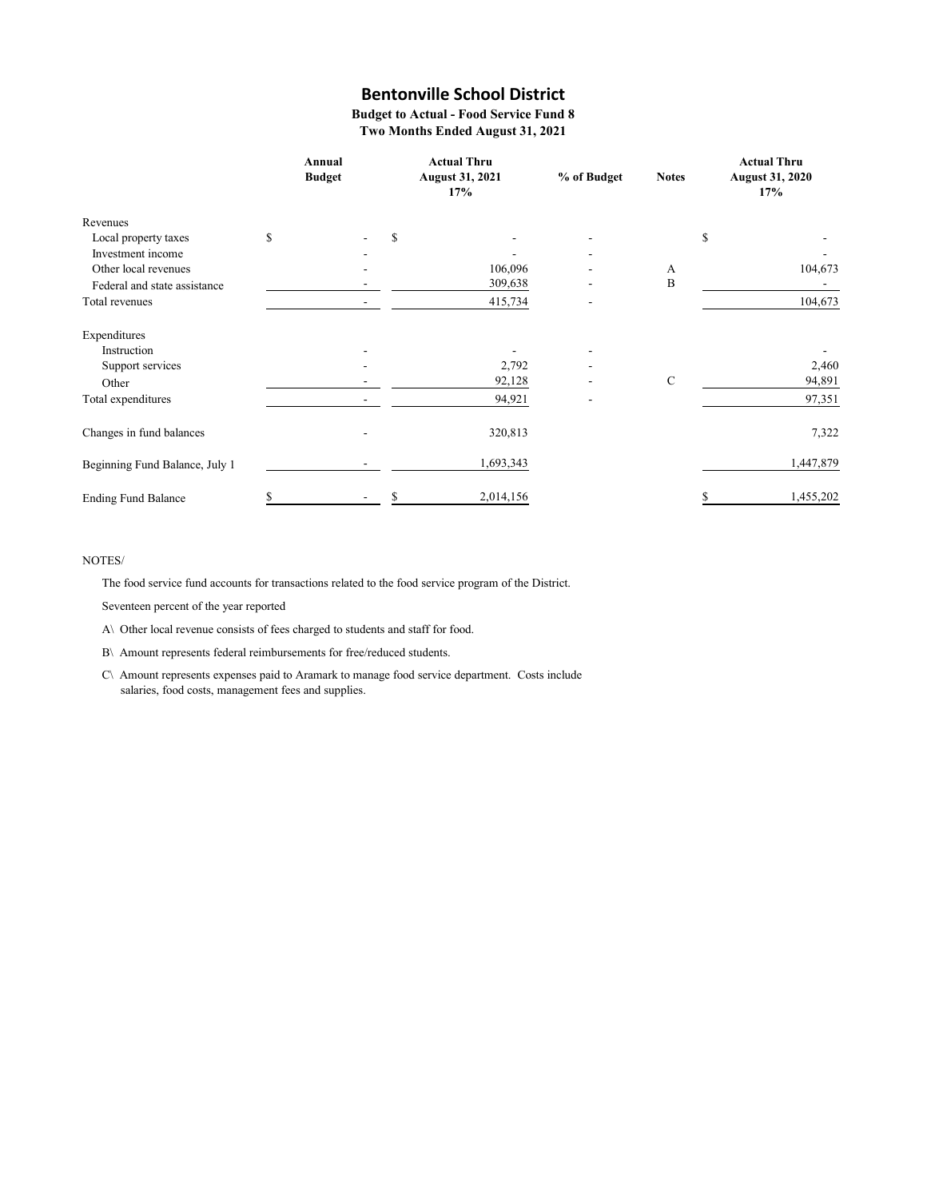# Bentonville School District

**Budget to Actual - Food Service Fund 8**
**Two Months Ended August 31, 2021**

| | Annual Budget | Actual Thru August 31, 2021 17% | % of Budget | Notes | Actual Thru August 31, 2020 17% |
|---|---|---|---|---|---|
| Revenues | | | | | |
| Local property taxes | $ - | $ - | - | | $ - |
| Investment income | - | - | - | | - |
| Other local revenues | - | 106,096 | - | A | 104,673 |
| Federal and state assistance | - | 309,638 | - | B | - |
| Total revenues | - | 415,734 | - | | 104,673 |
| Expenditures | | | | | |
| Instruction | - | - | - | | - |
| Support services | - | 2,792 | - | | 2,460 |
| Other | - | 92,128 | - | C | 94,891 |
| Total expenditures | - | 94,921 | - | | 97,351 |
| Changes in fund balances | - | 320,813 | | | 7,322 |
| Beginning Fund Balance, July 1 | - | 1,693,343 | | | 1,447,879 |
| Ending Fund Balance | $ - | $ 2,014,156 | | | $ 1,455,202 |

NOTES/

The food service fund accounts for transactions related to the food service program of the District.

Seventeen percent of the year reported

A\ Other local revenue consists of fees charged to students and staff for food.

B\ Amount represents federal reimbursements for free/reduced students.

C\ Amount represents expenses paid to Aramark to manage food service department. Costs include salaries, food costs, management fees and supplies.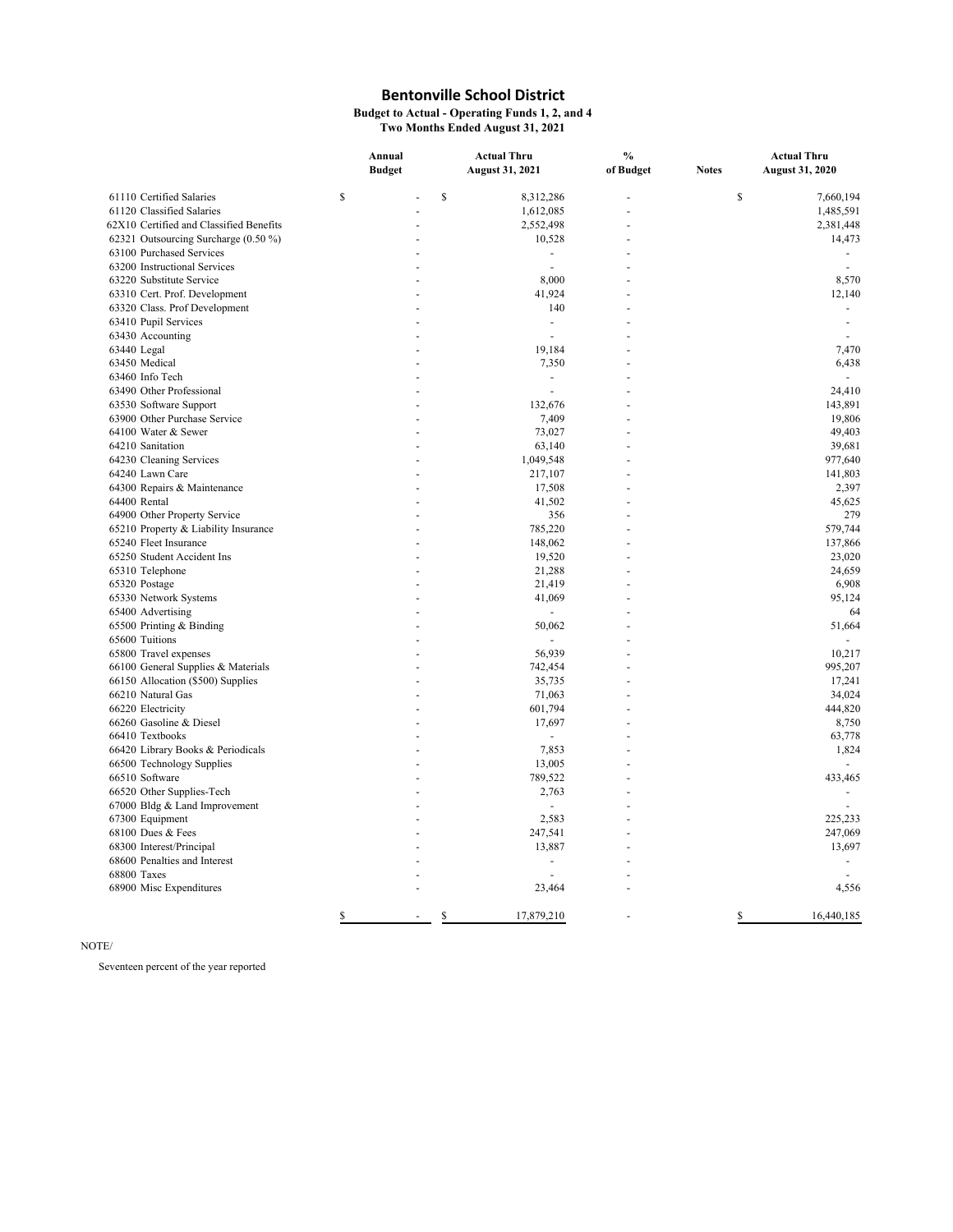# Bentonville School District

**Budget to Actual - Operating Funds 1, 2, and 4**
**Two Months Ended August 31, 2021**

| | Annual Budget | Actual Thru August 31, 2021 | % of Budget | Notes | Actual Thru August 31, 2020 |
|---|---|---|---|---|---|
| 61110 Certified Salaries | $ - | $ 8,312,286 | - | | $ 7,660,194 |
| 61120 Classified Salaries | - | 1,612,085 | - | | 1,485,591 |
| 62X10 Certified and Classified Benefits | - | 2,552,498 | - | | 2,381,448 |
| 62321 Outsourcing Surcharge (0.50 %) | - | 10,528 | - | | 14,473 |
| 63100 Purchased Services | - | - | - | | - |
| 63200 Instructional Services | - | - | - | | - |
| 63220 Substitute Service | - | 8,000 | - | | 8,570 |
| 63310 Cert. Prof. Development | - | 41,924 | - | | 12,140 |
| 63320 Class. Prof Development | - | 140 | - | | - |
| 63410 Pupil Services | - | - | - | | - |
| 63430 Accounting | - | - | - | | - |
| 63440 Legal | - | 19,184 | - | | 7,470 |
| 63450 Medical | - | 7,350 | - | | 6,438 |
| 63460 Info Tech | - | - | - | | - |
| 63490 Other Professional | - | - | - | | 24,410 |
| 63530 Software Support | - | 132,676 | - | | 143,891 |
| 63900 Other Purchase Service | - | 7,409 | - | | 19,806 |
| 64100 Water & Sewer | - | 73,027 | - | | 49,403 |
| 64210 Sanitation | - | 63,140 | - | | 39,681 |
| 64230 Cleaning Services | - | 1,049,548 | - | | 977,640 |
| 64240 Lawn Care | - | 217,107 | - | | 141,803 |
| 64300 Repairs & Maintenance | - | 17,508 | - | | 2,397 |
| 64400 Rental | - | 41,502 | - | | 45,625 |
| 64900 Other Property Service | - | 356 | - | | 279 |
| 65210 Property & Liability Insurance | - | 785,220 | - | | 579,744 |
| 65240 Fleet Insurance | - | 148,062 | - | | 137,866 |
| 65250 Student Accident Ins | - | 19,520 | - | | 23,020 |
| 65310 Telephone | - | 21,288 | - | | 24,659 |
| 65320 Postage | - | 21,419 | - | | 6,908 |
| 65330 Network Systems | - | 41,069 | - | | 95,124 |
| 65400 Advertising | - | - | - | | 64 |
| 65500 Printing & Binding | - | 50,062 | - | | 51,664 |
| 65600 Tuitions | - | - | - | | - |
| 65800 Travel expenses | - | 56,939 | - | | 10,217 |
| 66100 General Supplies & Materials | - | 742,454 | - | | 995,207 |
| 66150 Allocation ($500) Supplies | - | 35,735 | - | | 17,241 |
| 66210 Natural Gas | - | 71,063 | - | | 34,024 |
| 66220 Electricity | - | 601,794 | - | | 444,820 |
| 66260 Gasoline & Diesel | - | 17,697 | - | | 8,750 |
| 66410 Textbooks | - | - | - | | 63,778 |
| 66420 Library Books & Periodicals | - | 7,853 | - | | 1,824 |
| 66500 Technology Supplies | - | 13,005 | - | | - |
| 66510 Software | - | 789,522 | - | | 433,465 |
| 66520 Other Supplies-Tech | - | 2,763 | - | | - |
| 67000 Bldg & Land Improvement | - | - | - | | - |
| 67300 Equipment | - | 2,583 | - | | 225,233 |
| 68100 Dues & Fees | - | 247,541 | - | | 247,069 |
| 68300 Interest/Principal | - | 13,887 | - | | 13,697 |
| 68600 Penalties and Interest | - | - | - | | - |
| 68800 Taxes | - | - | - | | - |
| 68900 Misc Expenditures | - | 23,464 | - | | 4,556 |
| | $ - | $ 17,879,210 | - | | $ 16,440,185 |

NOTE/

Seventeen percent of the year reported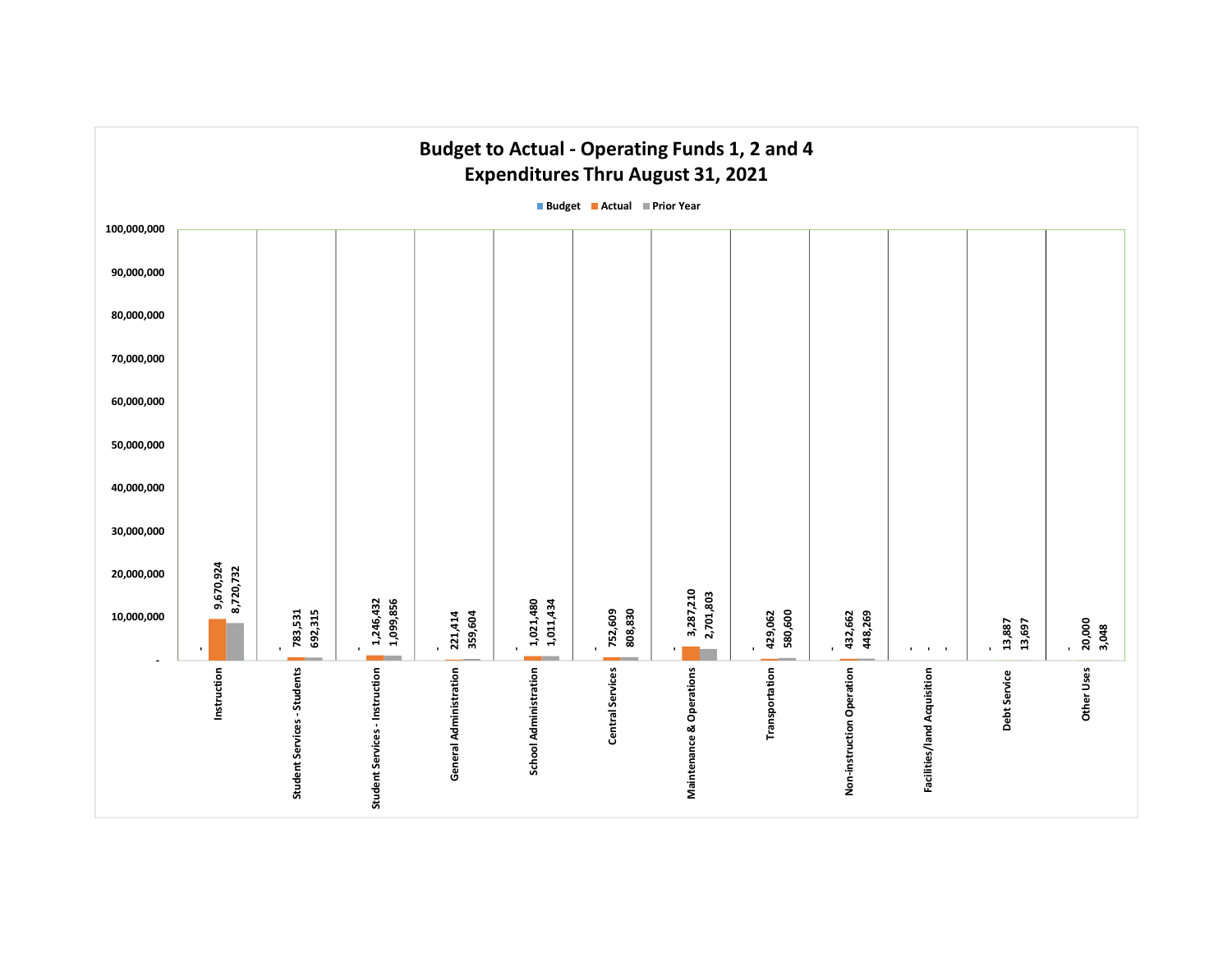# Budget to Actual - Operating Funds 1, 2 and 4

## Expenditures Thru August 31, 2021

| Category | Budget | Actual | Prior Year |
| --- | --- | --- | --- |
| Instruction | - | 9,670,924 | 8,720,732 |
| Student Services - Students | - | 783,531 | 692,315 |
| Student Services - Instruction | - | 1,246,432 | 1,099,856 |
| General Administration | - | 221,414 | 359,604 |
| School Administration | - | 1,021,480 | 1,011,434 |
| Central Services | - | 752,609 | 808,830 |
| Maintenance & Operations | - | 3,287,210 | 2,701,803 |
| Transportation | - | 429,062 | 580,600 |
| Non-instruction Operation | - | 432,662 | 448,269 |
| Facilities/land Acquisition | - | - | - |
| Debt Service | - | 13,887 | 13,697 |
| Other Uses | - | 20,000 | 3,048 |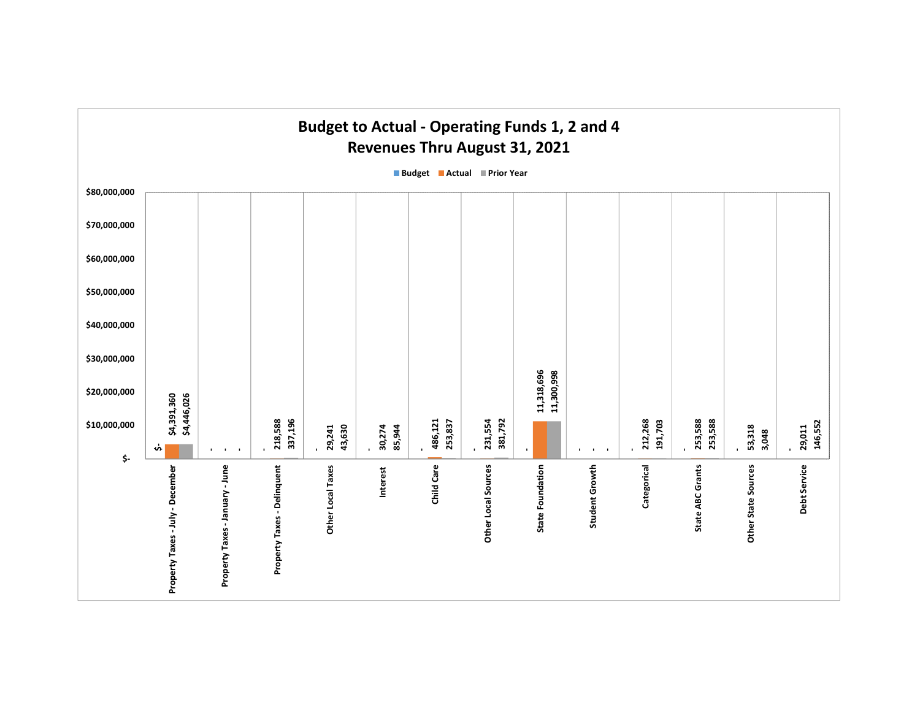# Budget to Actual - Operating Funds 1, 2 and 4

## Revenues Thru August 31, 2021

Budget
Actual
Prior Year

$80,000,000
$70,000,000
$60,000,000
$50,000,000
$40,000,000
$30,000,000
$20,000,000
$10,000,000
$-

Property Taxes - July - December
$-
$4,391,360
$4,446,026

Property Taxes - January - June
-
-
-

Property Taxes - Delinquent
-
218,588
337,196

Other Local Taxes
-
29,241
43,630

Interest
-
30,274
85,944

Child Care
-
486,121
253,837

Other Local Sources
-
231,554
381,792

State Foundation
-
11,318,696
11,300,998

Student Growth
-
-
-

Categorical
-
212,268
191,703

State ABC Grants
-
253,588
253,588

Other State Sources
-
53,318
3,048

Debt Service
-
29,011
146,552